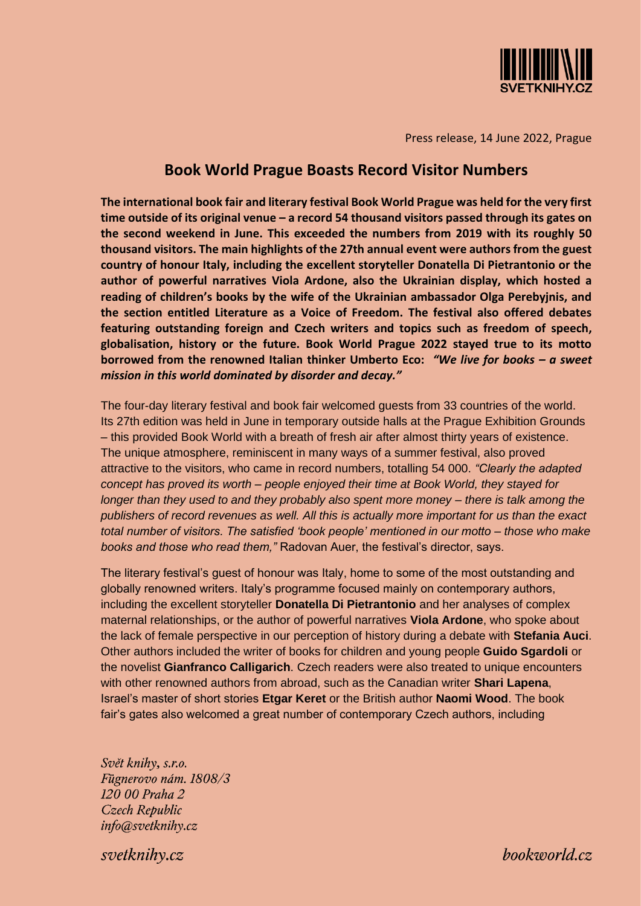Press release, 14 June 2022, Prague

## Book World Prague Boasts Record Visitor Numbers

**The international book fair and literary festival Book World Prague was held for the very first time outside of its original venue – a record 54 thousand visitors passed through its gates on the second weekend in June. This exceeded the numbers from 2019 with its roughly 50 thousand visitors. The main highlights of the 27th annual event were authors from the guest country of honour Italy, including the excellent storyteller Donatella Di Pietrantonio or the author of powerful narratives Viola Ardone, also the Ukrainian display, which hosted a reading of children's books by the wife of the Ukrainian ambassador Olga Perebyjnis, and the section entitled Literature as a Voice of Freedom. The festival also offered debates featuring outstanding foreign and Czech writers and topics such as freedom of speech, globalisation, history or the future. Book World Prague 2022 stayed true to its motto borrowed from the renowned Italian thinker Umberto Eco:** ***"We live for books – a sweet mission in this world dominated by disorder and decay."***

The four-day literary festival and book fair welcomed guests from 33 countries of the world. Its 27th edition was held in June in temporary outside halls at the Prague Exhibition Grounds – this provided Book World with a breath of fresh air after almost thirty years of existence. The unique atmosphere, reminiscent in many ways of a summer festival, also proved attractive to the visitors, who came in record numbers, totalling 54 000. *"Clearly the adapted concept has proved its worth – people enjoyed their time at Book World, they stayed for longer than they used to and they probably also spent more money – there is talk among the publishers of record revenues as well. All this is actually more important for us than the exact total number of visitors. The satisfied 'book people' mentioned in our motto – those who make books and those who read them,"* Radovan Auer, the festival's director, says.

The literary festival's guest of honour was Italy, home to some of the most outstanding and globally renowned writers. Italy's programme focused mainly on contemporary authors, including the excellent storyteller **Donatella Di Pietrantonio** and her analyses of complex maternal relationships, or the author of powerful narratives **Viola Ardone**, who spoke about the lack of female perspective in our perception of history during a debate with **Stefania Auci**. Other authors included the writer of books for children and young people **Guido Sgardoli** or the novelist **Gianfranco Calligarich**. Czech readers were also treated to unique encounters with other renowned authors from abroad, such as the Canadian writer **Shari Lapena**, Israel's master of short stories **Etgar Keret** or the British author **Naomi Wood**. The book fair's gates also welcomed a great number of contemporary Czech authors, including

*Svět knihy, s.r.o.*
*Fügnerovo nám. 1808/3*
*120 00 Praha 2*
*Czech Republic*
*info@svetknihy.cz*

*svetknihy.cz* *bookworld.cz*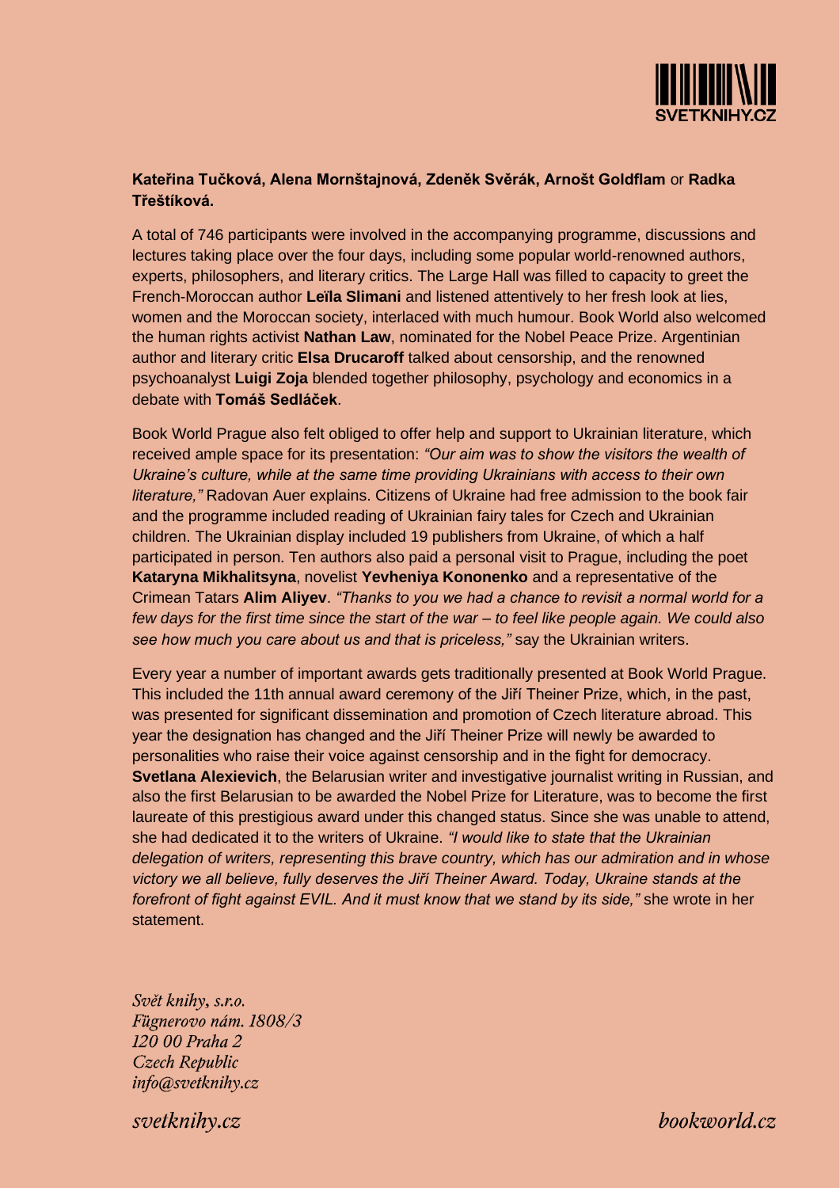**Kateřina Tučková, Alena Mornštajnová, Zdeněk Svěrák, Arnošt Goldflam** or **Radka Třeštíková.**

A total of 746 participants were involved in the accompanying programme, discussions and lectures taking place over the four days, including some popular world-renowned authors, experts, philosophers, and literary critics. The Large Hall was filled to capacity to greet the French-Moroccan author **Leïla Slimani** and listened attentively to her fresh look at lies, women and the Moroccan society, interlaced with much humour. Book World also welcomed the human rights activist **Nathan Law**, nominated for the Nobel Peace Prize. Argentinian author and literary critic **Elsa Drucaroff** talked about censorship, and the renowned psychoanalyst **Luigi Zoja** blended together philosophy, psychology and economics in a debate with **Tomáš Sedláček**.

Book World Prague also felt obliged to offer help and support to Ukrainian literature, which received ample space for its presentation: *"Our aim was to show the visitors the wealth of Ukraine's culture, while at the same time providing Ukrainians with access to their own literature,"* Radovan Auer explains. Citizens of Ukraine had free admission to the book fair and the programme included reading of Ukrainian fairy tales for Czech and Ukrainian children. The Ukrainian display included 19 publishers from Ukraine, of which a half participated in person. Ten authors also paid a personal visit to Prague, including the poet **Kataryna Mikhalitsyna**, novelist **Yevheniya Kononenko** and a representative of the Crimean Tatars **Alim Aliyev**. *"Thanks to you we had a chance to revisit a normal world for a few days for the first time since the start of the war – to feel like people again. We could also see how much you care about us and that is priceless,"* say the Ukrainian writers.

Every year a number of important awards gets traditionally presented at Book World Prague. This included the 11th annual award ceremony of the Jiří Theiner Prize, which, in the past, was presented for significant dissemination and promotion of Czech literature abroad. This year the designation has changed and the Jiří Theiner Prize will newly be awarded to personalities who raise their voice against censorship and in the fight for democracy. **Svetlana Alexievich**, the Belarusian writer and investigative journalist writing in Russian, and also the first Belarusian to be awarded the Nobel Prize for Literature, was to become the first laureate of this prestigious award under this changed status. Since she was unable to attend, she had dedicated it to the writers of Ukraine. *"I would like to state that the Ukrainian delegation of writers, representing this brave country, which has our admiration and in whose victory we all believe, fully deserves the Jiří Theiner Award. Today, Ukraine stands at the forefront of fight against EVIL. And it must know that we stand by its side,"* she wrote in her statement.

*Svět knihy, s.r.o.*
*Fügnerovo nám. 1808/3*
*120 00 Praha 2*
*Czech Republic*
*info@svetknihy.cz*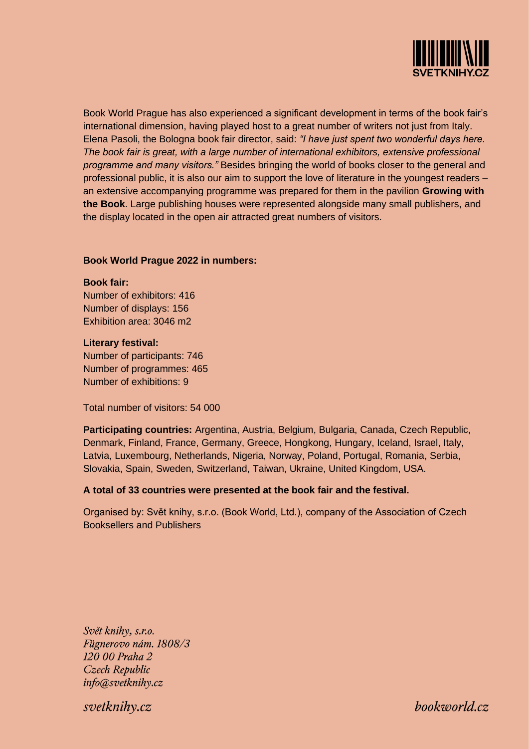Book World Prague has also experienced a significant development in terms of the book fair's international dimension, having played host to a great number of writers not just from Italy. Elena Pasoli, the Bologna book fair director, said: *"I have just spent two wonderful days here. The book fair is great, with a large number of international exhibitors, extensive professional programme and many visitors."* Besides bringing the world of books closer to the general and professional public, it is also our aim to support the love of literature in the youngest readers – an extensive accompanying programme was prepared for them in the pavilion **Growing with the Book**. Large publishing houses were represented alongside many small publishers, and the display located in the open air attracted great numbers of visitors.

**Book World Prague 2022 in numbers:**

**Book fair:**
Number of exhibitors: 416
Number of displays: 156
Exhibition area: 3046 m2

**Literary festival:**
Number of participants: 746
Number of programmes: 465
Number of exhibitions: 9

Total number of visitors: 54 000

**Participating countries:** Argentina, Austria, Belgium, Bulgaria, Canada, Czech Republic, Denmark, Finland, France, Germany, Greece, Hongkong, Hungary, Iceland, Israel, Italy, Latvia, Luxembourg, Netherlands, Nigeria, Norway, Poland, Portugal, Romania, Serbia, Slovakia, Spain, Sweden, Switzerland, Taiwan, Ukraine, United Kingdom, USA.

**A total of 33 countries were presented at the book fair and the festival.**

Organised by: Svět knihy, s.r.o. (Book World, Ltd.), company of the Association of Czech Booksellers and Publishers

*Svět knihy, s.r.o.*
*Fügnerovo nám. 1808/3*
*120 00 Praha 2*
*Czech Republic*
*info@svetknihy.cz*

*svetknihy.cz* *bookworld.cz*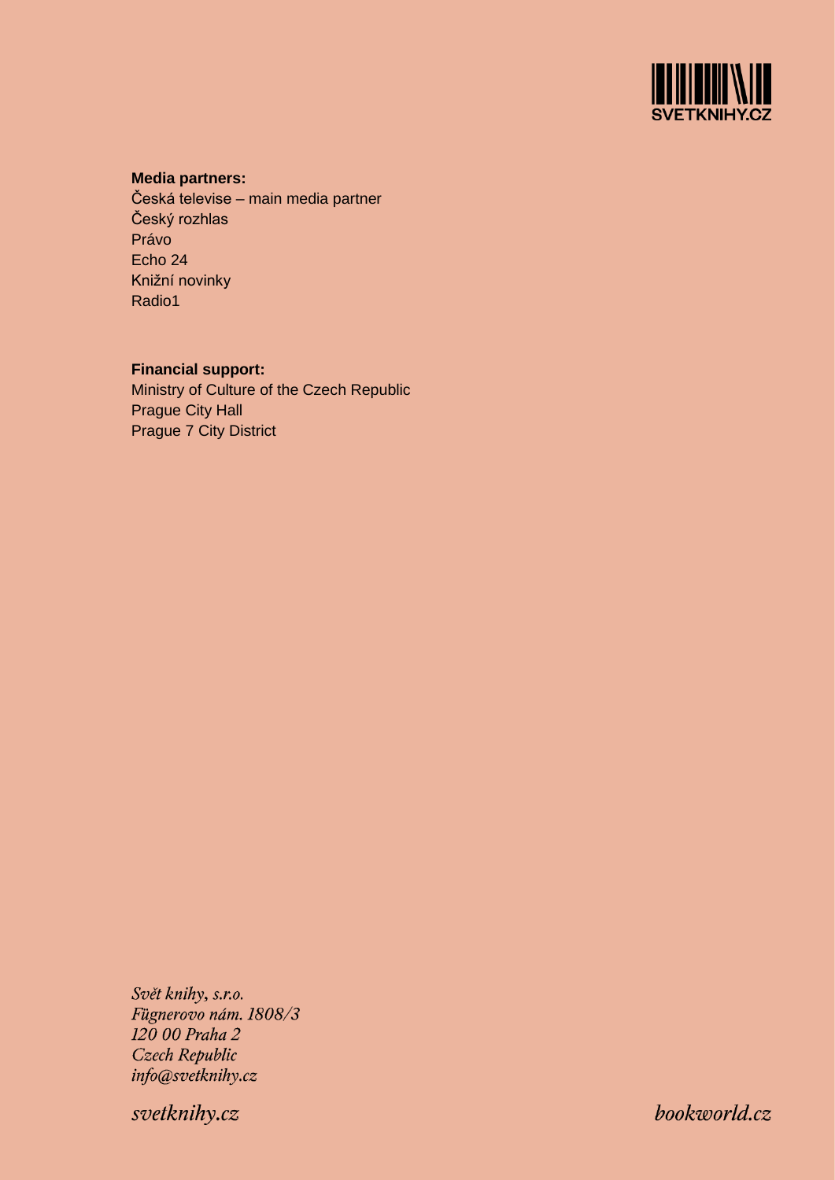SVETKNIHY.CZ

**Media partners:**
Česká televise – main media partner
Český rozhlas
Právo
Echo 24
Knižní novinky
Radio1

**Financial support:**
Ministry of Culture of the Czech Republic
Prague City Hall
Prague 7 City District

*Svět knihy, s.r.o.*
*Fügnerovo nám. 1808/3*
*120 00 Praha 2*
*Czech Republic*
*info@svetknihy.cz*

*svetknihy.cz*

*bookworld.cz*